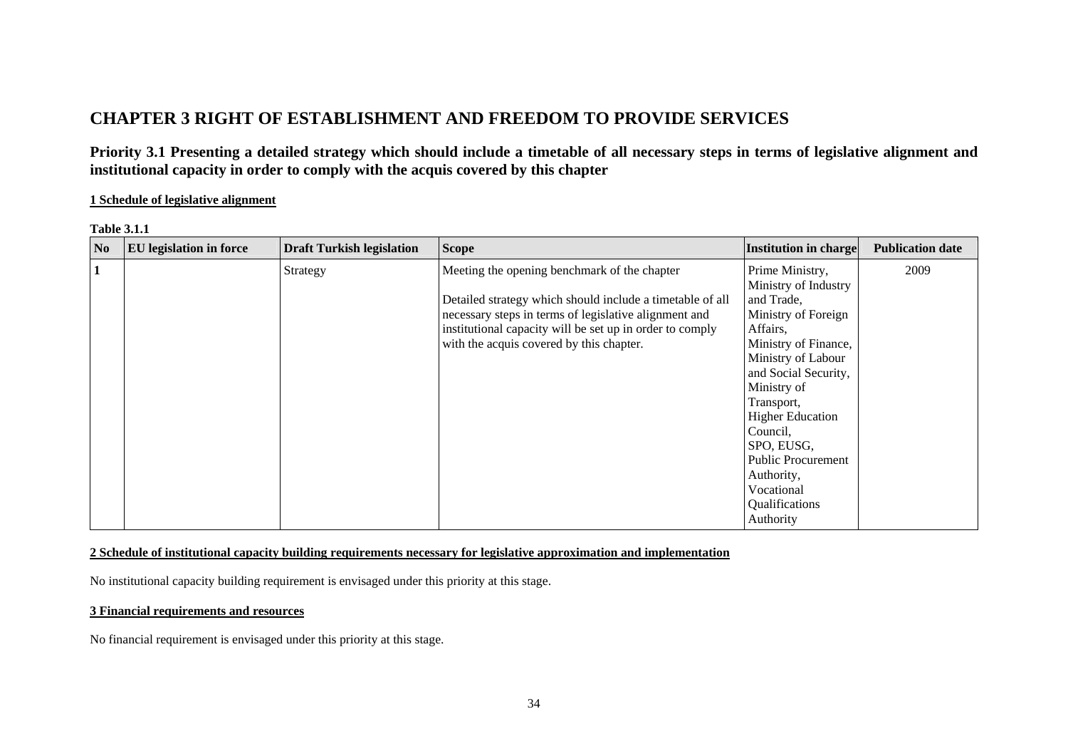# CHAPTER 3 RIGHT OF ESTABLISHMENT AND FREEDOM TO PROVIDE SERVICES

## Priority 3.1 Presenting a detailed strategy which should include a timetable of all necessary steps in terms of legislative alignment and institutional capacity in order to comply with the acquis covered by this chapter

**1 Schedule of legislative alignment**

**Table 3.1.1**

| No | EU legislation in force | Draft Turkish legislation | Scope | Institution in charge | Publication date |
|---|---|---|---|---|---|
| 1 | | Strategy | Meeting the opening benchmark of the chapter<br><br>Detailed strategy which should include a timetable of all necessary steps in terms of legislative alignment and institutional capacity will be set up in order to comply with the acquis covered by this chapter. | Prime Ministry, Ministry of Industry and Trade, Ministry of Foreign Affairs, Ministry of Finance, Ministry of Labour and Social Security, Ministry of Transport, Higher Education Council, SPO, EUSG, Public Procurement Authority, Vocational Qualifications Authority | 2009 |

**2 Schedule of institutional capacity building requirements necessary for legislative approximation and implementation**

No institutional capacity building requirement is envisaged under this priority at this stage.

**3 Financial requirements and resources**

No financial requirement is envisaged under this priority at this stage.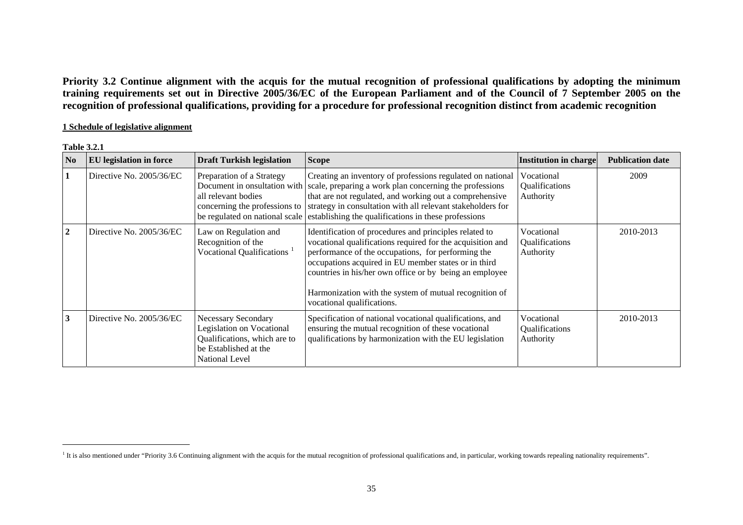**Priority 3.2 Continue alignment with the acquis for the mutual recognition of professional qualifications by adopting the minimum training requirements set out in Directive 2005/36/EC of the European Parliament and of the Council of 7 September 2005 on the recognition of professional qualifications, providing for a procedure for professional recognition distinct from academic recognition**

**1 Schedule of legislative alignment**

**Table 3.2.1**

| No | EU legislation in force | Draft Turkish legislation | Scope | Institution in charge | Publication date |
|---|---|---|---|---|---|
| 1 | Directive No. 2005/36/EC | Preparation of a Strategy Document in onsultation with all relevant bodies concerning the professions to be regulated on national scale | Creating an inventory of professions regulated on national scale, preparing a work plan concerning the professions that are not regulated, and working out a comprehensive strategy in consultation with all relevant stakeholders for establishing the qualifications in these professions | Vocational Qualifications Authority | 2009 |
| 2 | Directive No. 2005/36/EC | Law on Regulation and Recognition of the Vocational Qualifications [1] | Identification of procedures and principles related to vocational qualifications required for the acquisition and performance of the occupations, for performing the occupations acquired in EU member states or in third countries in his/her own office or by being an employee<br><br>Harmonization with the system of mutual recognition of vocational qualifications. | Vocational Qualifications Authority | 2010-2013 |
| 3 | Directive No. 2005/36/EC | Necessary Secondary Legislation on Vocational Qualifications, which are to be Established at the National Level | Specification of national vocational qualifications, and ensuring the mutual recognition of these vocational qualifications by harmonization with the EU legislation | Vocational Qualifications Authority | 2010-2013 |

[1] It is also mentioned under "Priority 3.6 Continuing alignment with the acquis for the mutual recognition of professional qualifications and, in particular, working towards repealing nationality requirements".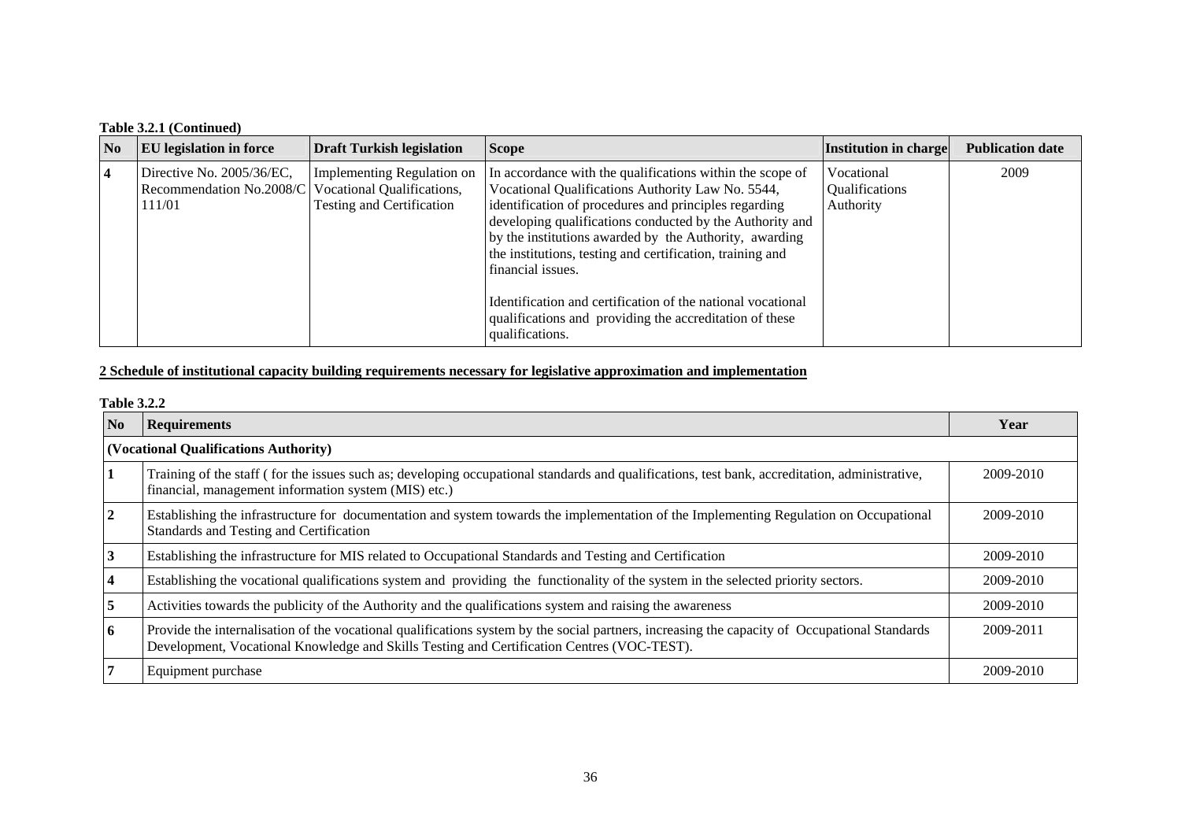**Table 3.2.1 (Continued)**

| No | EU legislation in force | Draft Turkish legislation | Scope | Institution in charge | Publication date |
|---|---|---|---|---|---|
| **4** | Directive No. 2005/36/EC, Recommendation No.2008/C 111/01 | Implementing Regulation on Vocational Qualifications, Testing and Certification | In accordance with the qualifications within the scope of Vocational Qualifications Authority Law No. 5544, identification of procedures and principles regarding developing qualifications conducted by the Authority and by the institutions awarded by the Authority, awarding the institutions, testing and certification, training and financial issues.<br><br>Identification and certification of the national vocational qualifications and providing the accreditation of these qualifications. | Vocational Qualifications Authority | 2009 |

**2 Schedule of institutional capacity building requirements necessary for legislative approximation and implementation**

**Table 3.2.2**

| No | Requirements | Year |
|---|---|---|
| **(Vocational Qualifications Authority)** | | |
| **1** | Training of the staff ( for the issues such as; developing occupational standards and qualifications, test bank, accreditation, administrative, financial, management information system (MIS) etc.) | 2009-2010 |
| **2** | Establishing the infrastructure for documentation and system towards the implementation of the Implementing Regulation on Occupational Standards and Testing and Certification | 2009-2010 |
| **3** | Establishing the infrastructure for MIS related to Occupational Standards and Testing and Certification | 2009-2010 |
| **4** | Establishing the vocational qualifications system and providing the functionality of the system in the selected priority sectors. | 2009-2010 |
| **5** | Activities towards the publicity of the Authority and the qualifications system and raising the awareness | 2009-2010 |
| **6** | Provide the internalisation of the vocational qualifications system by the social partners, increasing the capacity of Occupational Standards Development, Vocational Knowledge and Skills Testing and Certification Centres (VOC-TEST). | 2009-2011 |
| **7** | Equipment purchase | 2009-2010 |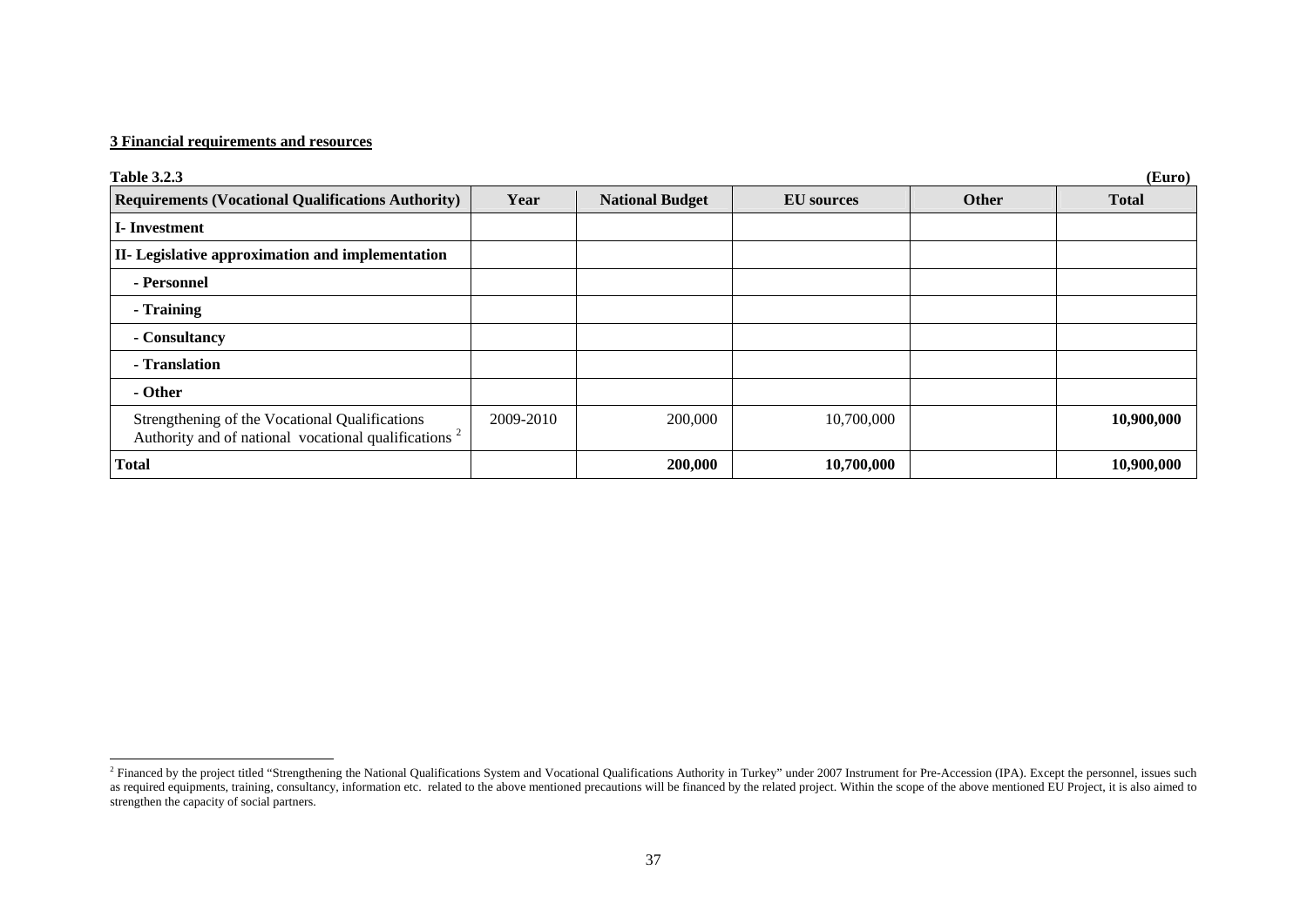**3 Financial requirements and resources**

**Table 3.2.3** **(Euro)**

| Requirements (Vocational Qualifications Authority) | Year | National Budget | EU sources | Other | Total |
|---|---|---|---|---|---|
| **I- Investment** | | | | | |
| **II- Legislative approximation and implementation** | | | | | |
| **- Personnel** | | | | | |
| **- Training** | | | | | |
| **- Consultancy** | | | | | |
| **- Translation** | | | | | |
| **- Other** | | | | | |
| Strengthening of the Vocational Qualifications Authority and of national vocational qualifications [2] | 2009-2010 | 200,000 | 10,700,000 | | **10,900,000** |
| **Total** | | **200,000** | **10,700,000** | | **10,900,000** |

[2] Financed by the project titled "Strengthening the National Qualifications System and Vocational Qualifications Authority in Turkey" under 2007 Instrument for Pre-Accession (IPA). Except the personnel, issues such as required equipments, training, consultancy, information etc. related to the above mentioned precautions will be financed by the related project. Within the scope of the above mentioned EU Project, it is also aimed to strengthen the capacity of social partners.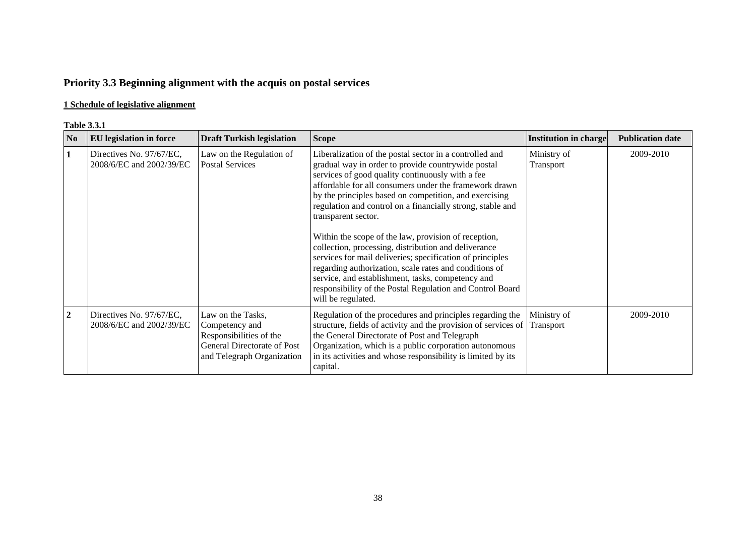## Priority 3.3 Beginning alignment with the acquis on postal services

**1 Schedule of legislative alignment**

**Table 3.3.1**

| No | EU legislation in force | Draft Turkish legislation | Scope | Institution in charge | Publication date |
|---|---|---|---|---|---|
| **1** | Directives No. 97/67/EC, 2008/6/EC and 2002/39/EC | Law on the Regulation of Postal Services | Liberalization of the postal sector in a controlled and gradual way in order to provide countrywide postal services of good quality continuously with a fee affordable for all consumers under the framework drawn by the principles based on competition, and exercising regulation and control on a financially strong, stable and transparent sector.<br><br>Within the scope of the law, provision of reception, collection, processing, distribution and deliverance services for mail deliveries; specification of principles regarding authorization, scale rates and conditions of service, and establishment, tasks, competency and responsibility of the Postal Regulation and Control Board will be regulated. | Ministry of Transport | 2009-2010 |
| **2** | Directives No. 97/67/EC, 2008/6/EC and 2002/39/EC | Law on the Tasks, Competency and Responsibilities of the General Directorate of Post and Telegraph Organization | Regulation of the procedures and principles regarding the structure, fields of activity and the provision of services of the General Directorate of Post and Telegraph Organization, which is a public corporation autonomous in its activities and whose responsibility is limited by its capital. | Ministry of Transport | 2009-2010 |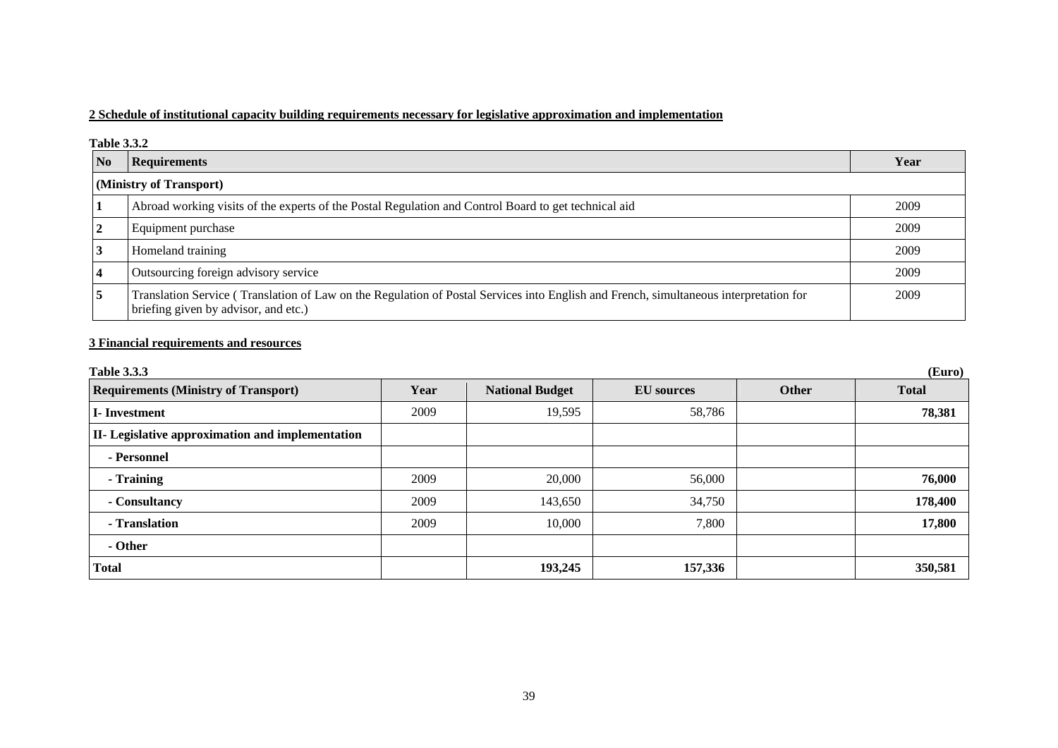## 2 Schedule of institutional capacity building requirements necessary for legislative approximation and implementation

**Table 3.3.2**

| No | Requirements | Year |
|---|---|---|
| **(Ministry of Transport)** | | |
| 1 | Abroad working visits of the experts of the Postal Regulation and Control Board to get technical aid | 2009 |
| 2 | Equipment purchase | 2009 |
| 3 | Homeland training | 2009 |
| 4 | Outsourcing foreign advisory service | 2009 |
| 5 | Translation Service ( Translation of Law on the Regulation of Postal Services into English and French, simultaneous interpretation for briefing given by advisor, and etc.) | 2009 |

## 3 Financial requirements and resources

**Table 3.3.3** **(Euro)**

| Requirements (Ministry of Transport) | Year | National Budget | EU sources | Other | Total |
|---|---|---|---|---|---|
| **I- Investment** | 2009 | 19,595 | 58,786 | | **78,381** |
| **II- Legislative approximation and implementation** | | | | | |
| **- Personnel** | | | | | |
| **- Training** | 2009 | 20,000 | 56,000 | | **76,000** |
| **- Consultancy** | 2009 | 143,650 | 34,750 | | **178,400** |
| **- Translation** | 2009 | 10,000 | 7,800 | | **17,800** |
| **- Other** | | | | | |
| **Total** | | **193,245** | **157,336** | | **350,581** |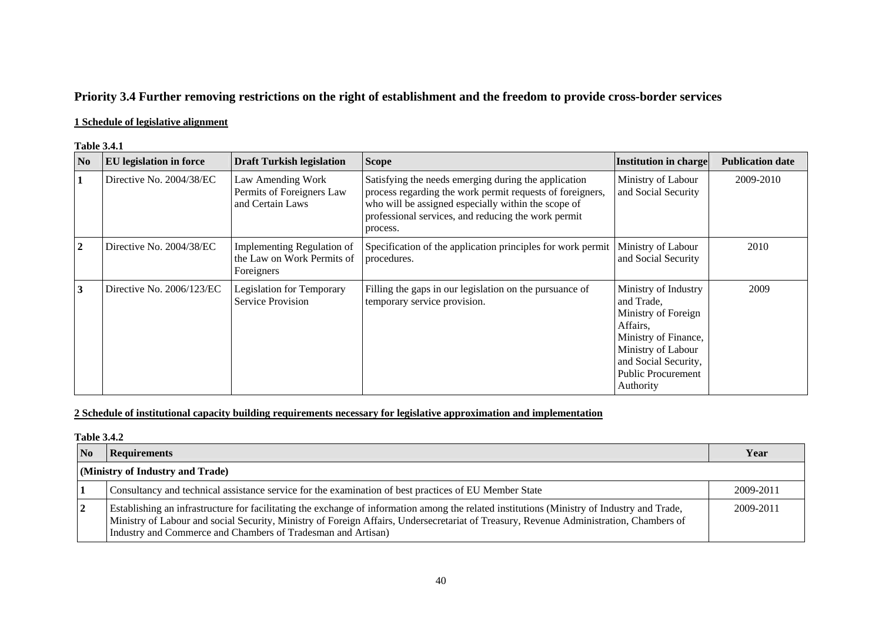## Priority 3.4 Further removing restrictions on the right of establishment and the freedom to provide cross-border services

**1 Schedule of legislative alignment**

**Table 3.4.1**

| No | EU legislation in force | Draft Turkish legislation | Scope | Institution in charge | Publication date |
|---|---|---|---|---|---|
| 1 | Directive No. 2004/38/EC | Law Amending Work Permits of Foreigners Law and Certain Laws | Satisfying the needs emerging during the application process regarding the work permit requests of foreigners, who will be assigned especially within the scope of professional services, and reducing the work permit process. | Ministry of Labour and Social Security | 2009-2010 |
| 2 | Directive No. 2004/38/EC | Implementing Regulation of the Law on Work Permits of Foreigners | Specification of the application principles for work permit procedures. | Ministry of Labour and Social Security | 2010 |
| 3 | Directive No. 2006/123/EC | Legislation for Temporary Service Provision | Filling the gaps in our legislation on the pursuance of temporary service provision. | Ministry of Industry and Trade, Ministry of Foreign Affairs, Ministry of Finance, Ministry of Labour and Social Security, Public Procurement Authority | 2009 |

**2 Schedule of institutional capacity building requirements necessary for legislative approximation and implementation**

**Table 3.4.2**

| No | Requirements | Year |
|---|---|---|
| **(Ministry of Industry and Trade)** | | |
| 1 | Consultancy and technical assistance service for the examination of best practices of EU Member State | 2009-2011 |
| 2 | Establishing an infrastructure for facilitating the exchange of information among the related institutions (Ministry of Industry and Trade, Ministry of Labour and social Security, Ministry of Foreign Affairs, Undersecretariat of Treasury, Revenue Administration, Chambers of Industry and Commerce and Chambers of Tradesman and Artisan) | 2009-2011 |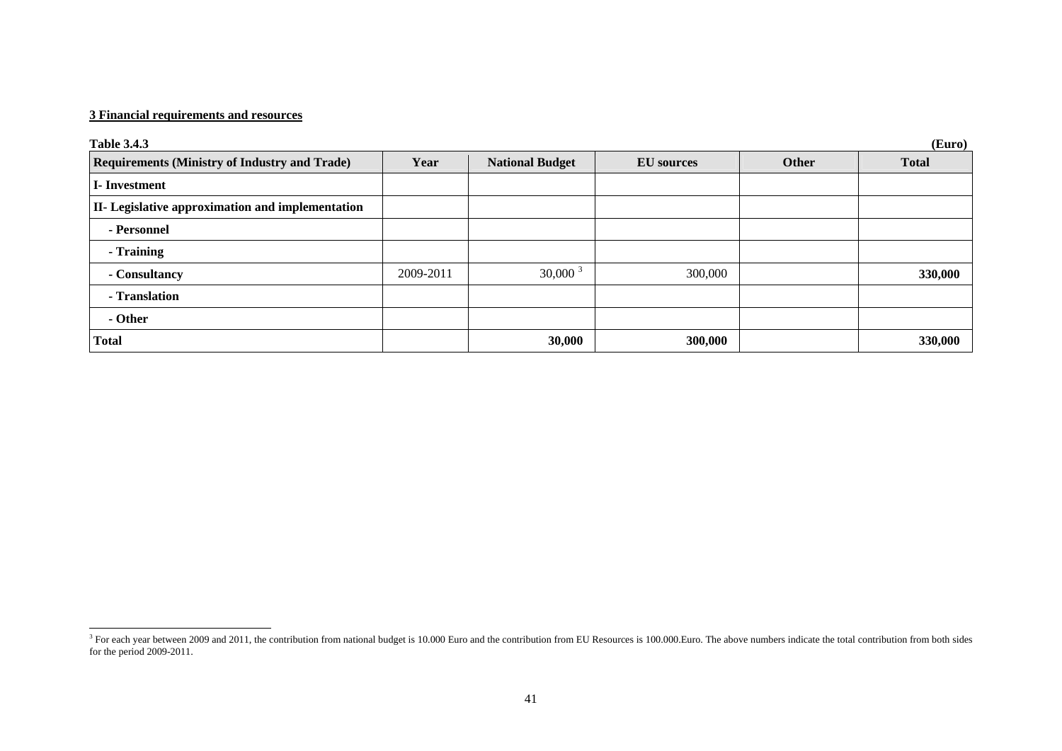**3 Financial requirements and resources**

**Table 3.4.3** **(Euro)**

| Requirements (Ministry of Industry and Trade) | Year | National Budget | EU sources | Other | Total |
|---|---|---|---|---|---|
| **I- Investment** | | | | | |
| **II- Legislative approximation and implementation** | | | | | |
| **- Personnel** | | | | | |
| **- Training** | | | | | |
| **- Consultancy** | 2009-2011 | 30,000 [3] | 300,000 | | **330,000** |
| **- Translation** | | | | | |
| **- Other** | | | | | |
| **Total** | | **30,000** | **300,000** | | **330,000** |

[3] For each year between 2009 and 2011, the contribution from national budget is 10.000 Euro and the contribution from EU Resources is 100.000.Euro. The above numbers indicate the total contribution from both sides for the period 2009-2011.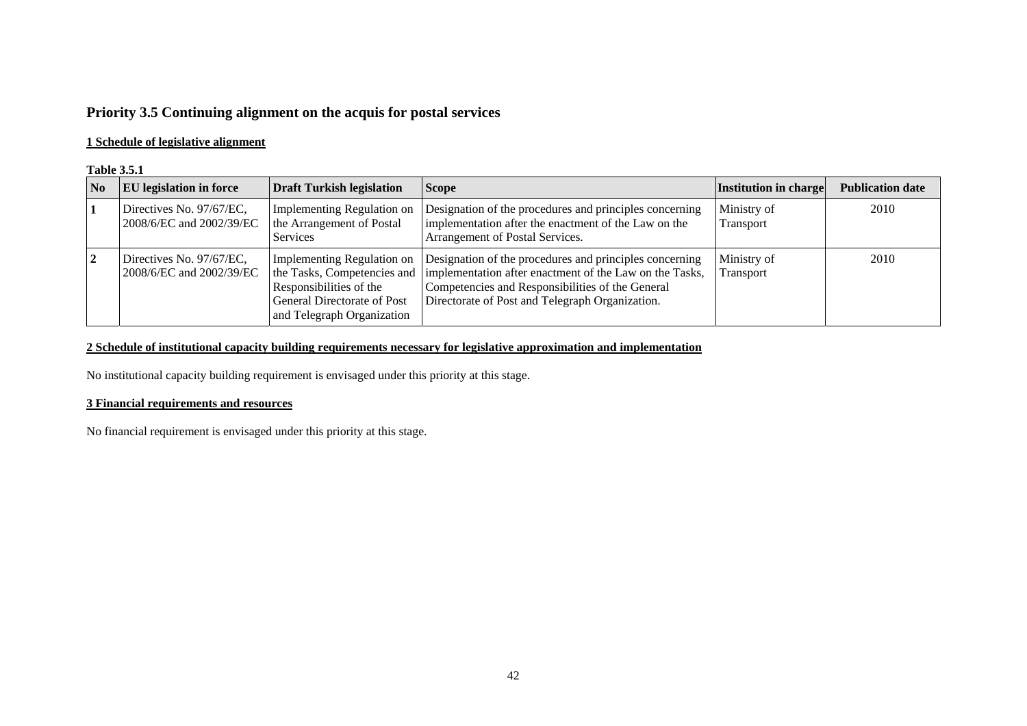## Priority 3.5 Continuing alignment on the acquis for postal services

### 1 Schedule of legislative alignment

**Table 3.5.1**

| No | EU legislation in force | Draft Turkish legislation | Scope | Institution in charge | Publication date |
|---|---|---|---|---|---|
| 1 | Directives No. 97/67/EC, 2008/6/EC and 2002/39/EC | Implementing Regulation on the Arrangement of Postal Services | Designation of the procedures and principles concerning implementation after the enactment of the Law on the Arrangement of Postal Services. | Ministry of Transport | 2010 |
| 2 | Directives No. 97/67/EC, 2008/6/EC and 2002/39/EC | Implementing Regulation on the Tasks, Competencies and Responsibilities of the General Directorate of Post and Telegraph Organization | Designation of the procedures and principles concerning implementation after enactment of the Law on the Tasks, Competencies and Responsibilities of the General Directorate of Post and Telegraph Organization. | Ministry of Transport | 2010 |

### 2 Schedule of institutional capacity building requirements necessary for legislative approximation and implementation

No institutional capacity building requirement is envisaged under this priority at this stage.

### 3 Financial requirements and resources

No financial requirement is envisaged under this priority at this stage.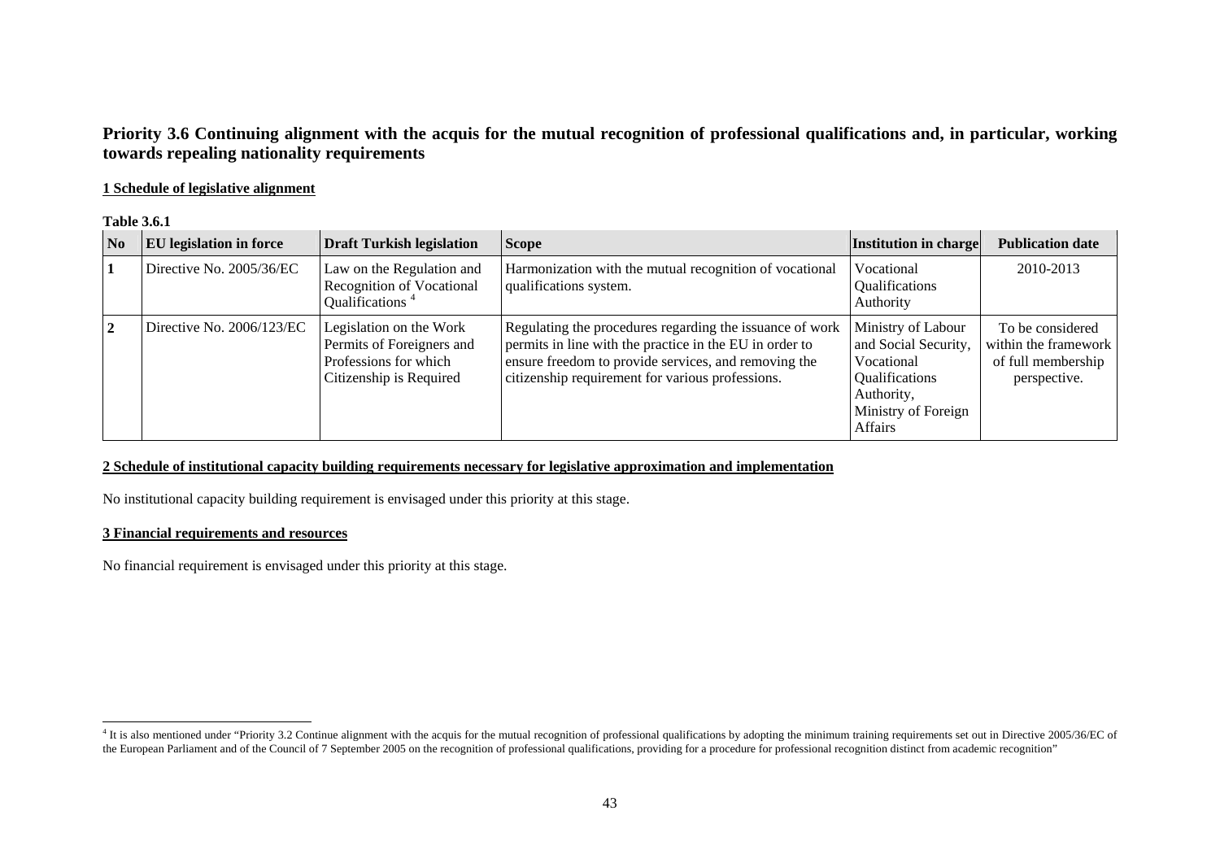## Priority 3.6 Continuing alignment with the acquis for the mutual recognition of professional qualifications and, in particular, working towards repealing nationality requirements

**1 Schedule of legislative alignment**

**Table 3.6.1**

| No | EU legislation in force | Draft Turkish legislation | Scope | Institution in charge | Publication date |
|---|---|---|---|---|---|
| 1 | Directive No. 2005/36/EC | Law on the Regulation and Recognition of Vocational Qualifications [4] | Harmonization with the mutual recognition of vocational qualifications system. | Vocational Qualifications Authority | 2010-2013 |
| 2 | Directive No. 2006/123/EC | Legislation on the Work Permits of Foreigners and Professions for which Citizenship is Required | Regulating the procedures regarding the issuance of work permits in line with the practice in the EU in order to ensure freedom to provide services, and removing the citizenship requirement for various professions. | Ministry of Labour and Social Security, Vocational Qualifications Authority, Ministry of Foreign Affairs | To be considered within the framework of full membership perspective. |

**2 Schedule of institutional capacity building requirements necessary for legislative approximation and implementation**

No institutional capacity building requirement is envisaged under this priority at this stage.

**3 Financial requirements and resources**

No financial requirement is envisaged under this priority at this stage.

---

[4] It is also mentioned under "Priority 3.2 Continue alignment with the acquis for the mutual recognition of professional qualifications by adopting the minimum training requirements set out in Directive 2005/36/EC of the European Parliament and of the Council of 7 September 2005 on the recognition of professional qualifications, providing for a procedure for professional recognition distinct from academic recognition"